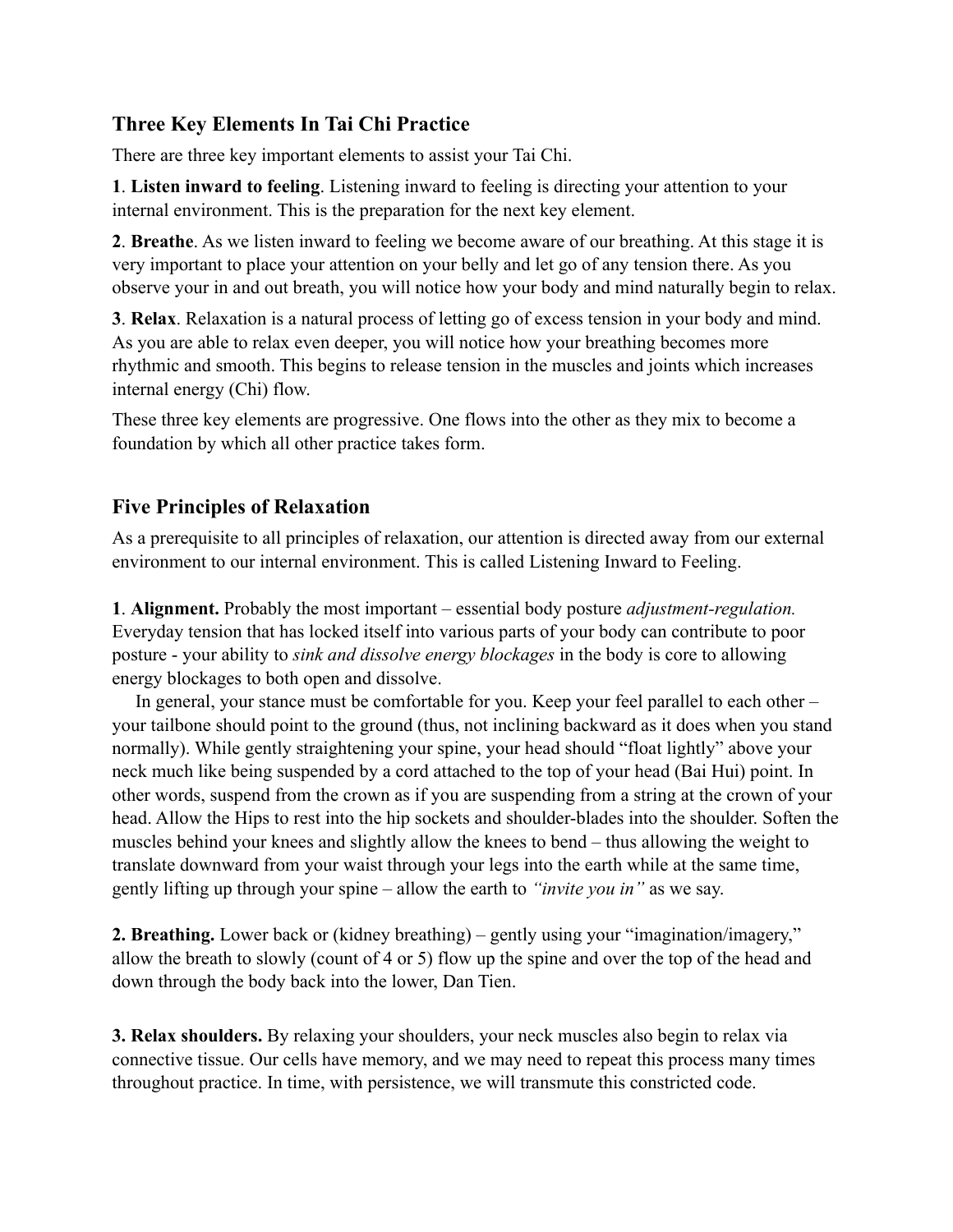## Three Key Elements In Tai Chi Practice

There are three key important elements to assist your Tai Chi.

**1**. **Listen inward to feeling**. Listening inward to feeling is directing your attention to your internal environment. This is the preparation for the next key element.

**2**. **Breathe**. As we listen inward to feeling we become aware of our breathing. At this stage it is very important to place your attention on your belly and let go of any tension there. As you observe your in and out breath, you will notice how your body and mind naturally begin to relax.

**3**. **Relax**. Relaxation is a natural process of letting go of excess tension in your body and mind. As you are able to relax even deeper, you will notice how your breathing becomes more rhythmic and smooth. This begins to release tension in the muscles and joints which increases internal energy (Chi) flow.

These three key elements are progressive. One flows into the other as they mix to become a foundation by which all other practice takes form.

## Five Principles of Relaxation

As a prerequisite to all principles of relaxation, our attention is directed away from our external environment to our internal environment. This is called Listening Inward to Feeling.

**1**. **Alignment.** Probably the most important – essential body posture *adjustment-regulation.* Everyday tension that has locked itself into various parts of your body can contribute to poor posture - your ability to *sink and dissolve energy blockages* in the body is core to allowing energy blockages to both open and dissolve.

In general, your stance must be comfortable for you. Keep your feel parallel to each other – your tailbone should point to the ground (thus, not inclining backward as it does when you stand normally). While gently straightening your spine, your head should "float lightly" above your neck much like being suspended by a cord attached to the top of your head (Bai Hui) point. In other words, suspend from the crown as if you are suspending from a string at the crown of your head. Allow the Hips to rest into the hip sockets and shoulder-blades into the shoulder. Soften the muscles behind your knees and slightly allow the knees to bend – thus allowing the weight to translate downward from your waist through your legs into the earth while at the same time, gently lifting up through your spine – allow the earth to *"invite you in"* as we say.

**2. Breathing.** Lower back or (kidney breathing) – gently using your "imagination/imagery," allow the breath to slowly (count of 4 or 5) flow up the spine and over the top of the head and down through the body back into the lower, Dan Tien.

**3. Relax shoulders.** By relaxing your shoulders, your neck muscles also begin to relax via connective tissue. Our cells have memory, and we may need to repeat this process many times throughout practice. In time, with persistence, we will transmute this constricted code.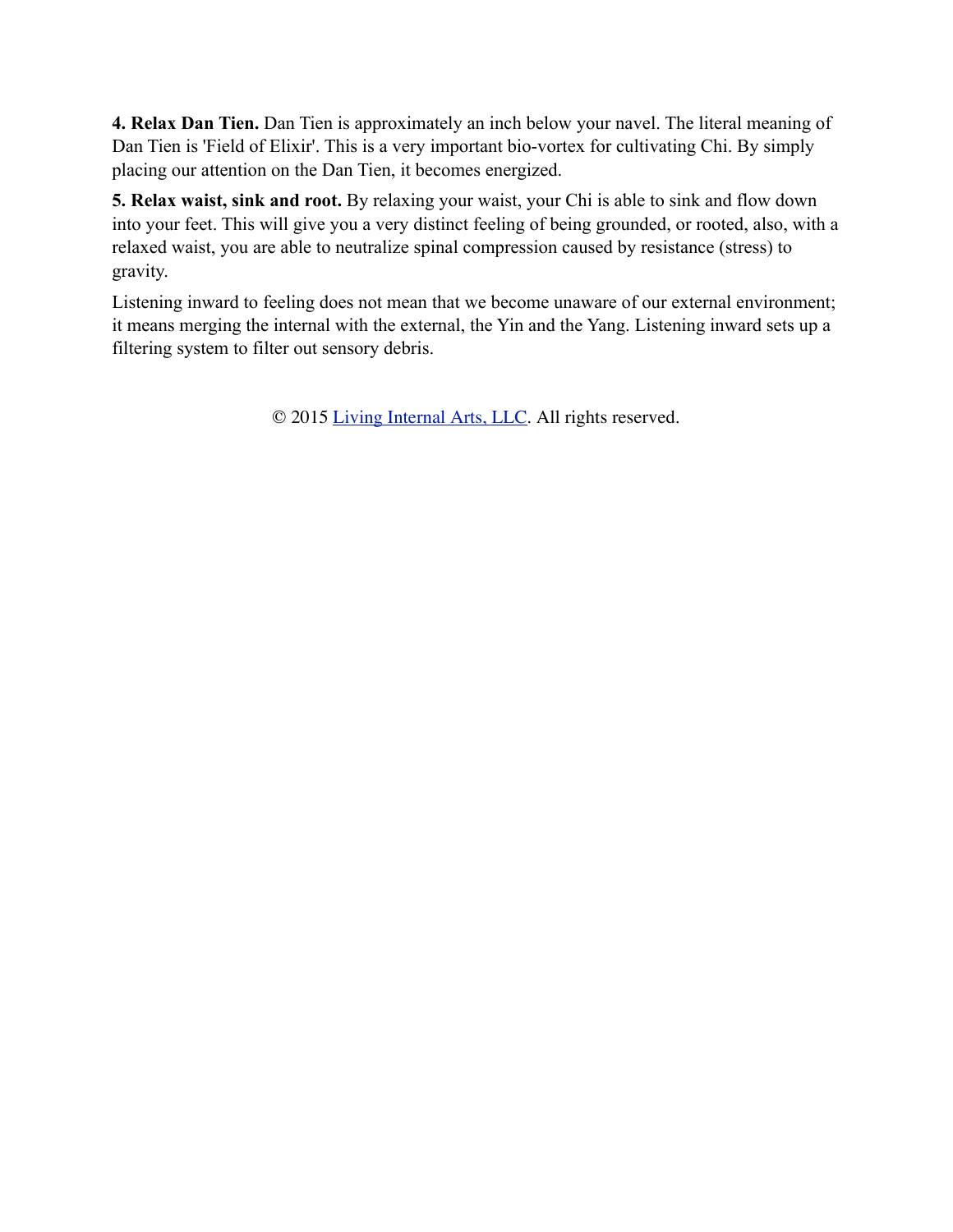**4. Relax Dan Tien.** Dan Tien is approximately an inch below your navel. The literal meaning of Dan Tien is 'Field of Elixir'. This is a very important bio-vortex for cultivating Chi. By simply placing our attention on the Dan Tien, it becomes energized.

**5. Relax waist, sink and root.** By relaxing your waist, your Chi is able to sink and flow down into your feet. This will give you a very distinct feeling of being grounded, or rooted, also, with a relaxed waist, you are able to neutralize spinal compression caused by resistance (stress) to gravity.

Listening inward to feeling does not mean that we become unaware of our external environment; it means merging the internal with the external, the Yin and the Yang. Listening inward sets up a filtering system to filter out sensory debris.

© 2015 Living Internal Arts, LLC. All rights reserved.